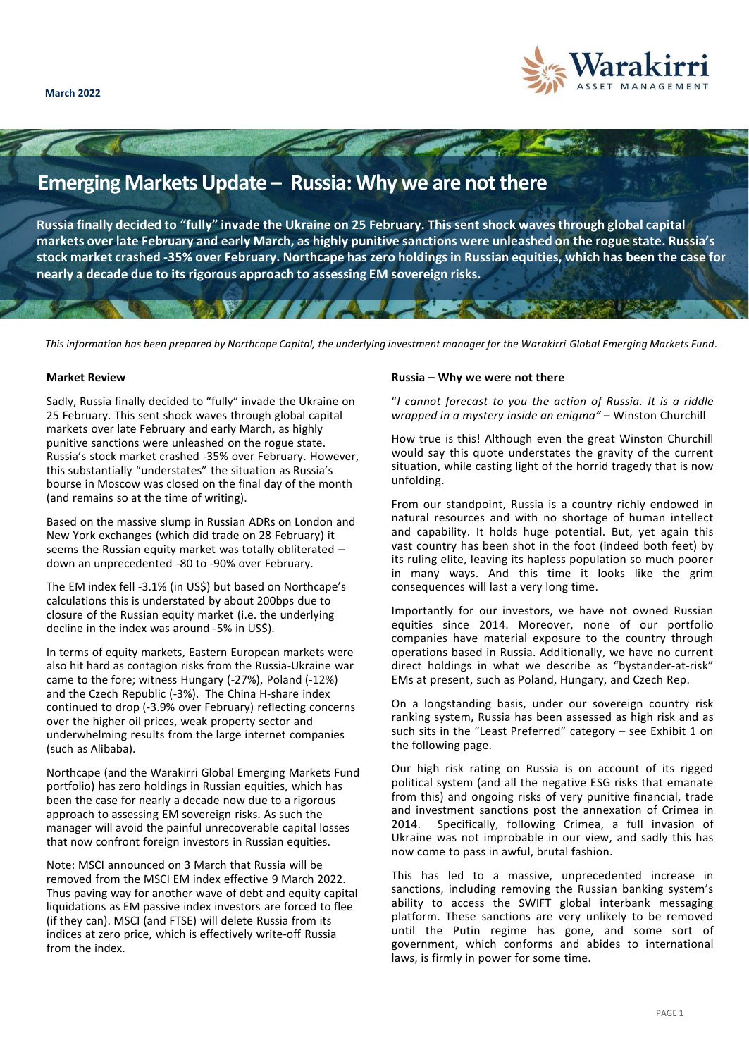March 2022

# Emerging Markets Update – Russia: Why we are not there

**Russia finally decided to "fully" invade the Ukraine on 25 February. This sent shock waves through global capital markets over late February and early March, as highly punitive sanctions were unleashed on the rogue state. Russia's stock market crashed -35% over February. Northcape has zero holdings in Russian equities, which has been the case for nearly a decade due to its rigorous approach to assessing EM sovereign risks.**

*This information has been prepared by Northcape Capital, the underlying investment manager for the Warakirri Global Emerging Markets Fund.*

### Market Review

Sadly, Russia finally decided to "fully" invade the Ukraine on 25 February. This sent shock waves through global capital markets over late February and early March, as highly punitive sanctions were unleashed on the rogue state. Russia's stock market crashed -35% over February. However, this substantially "understates" the situation as Russia's bourse in Moscow was closed on the final day of the month (and remains so at the time of writing).

Based on the massive slump in Russian ADRs on London and New York exchanges (which did trade on 28 February) it seems the Russian equity market was totally obliterated – down an unprecedented -80 to -90% over February.

The EM index fell -3.1% (in US$) but based on Northcape's calculations this is understated by about 200bps due to closure of the Russian equity market (i.e. the underlying decline in the index was around -5% in US$).

In terms of equity markets, Eastern European markets were also hit hard as contagion risks from the Russia-Ukraine war came to the fore; witness Hungary (-27%), Poland (-12%) and the Czech Republic (-3%). The China H-share index continued to drop (-3.9% over February) reflecting concerns over the higher oil prices, weak property sector and underwhelming results from the large internet companies (such as Alibaba).

Northcape (and the Warakirri Global Emerging Markets Fund portfolio) has zero holdings in Russian equities, which has been the case for nearly a decade now due to a rigorous approach to assessing EM sovereign risks. As such the manager will avoid the painful unrecoverable capital losses that now confront foreign investors in Russian equities.

Note: MSCI announced on 3 March that Russia will be removed from the MSCI EM index effective 9 March 2022. Thus paving way for another wave of debt and equity capital liquidations as EM passive index investors are forced to flee (if they can). MSCI (and FTSE) will delete Russia from its indices at zero price, which is effectively write-off Russia from the index.

### Russia – Why we were not there

"*I cannot forecast to you the action of Russia. It is a riddle wrapped in a mystery inside an enigma"* – Winston Churchill

How true is this! Although even the great Winston Churchill would say this quote understates the gravity of the current situation, while casting light of the horrid tragedy that is now unfolding.

From our standpoint, Russia is a country richly endowed in natural resources and with no shortage of human intellect and capability. It holds huge potential. But, yet again this vast country has been shot in the foot (indeed both feet) by its ruling elite, leaving its hapless population so much poorer in many ways. And this time it looks like the grim consequences will last a very long time.

Importantly for our investors, we have not owned Russian equities since 2014. Moreover, none of our portfolio companies have material exposure to the country through operations based in Russia. Additionally, we have no current direct holdings in what we describe as "bystander-at-risk" EMs at present, such as Poland, Hungary, and Czech Rep.

On a longstanding basis, under our sovereign country risk ranking system, Russia has been assessed as high risk and as such sits in the "Least Preferred" category – see Exhibit 1 on the following page.

Our high risk rating on Russia is on account of its rigged political system (and all the negative ESG risks that emanate from this) and ongoing risks of very punitive financial, trade and investment sanctions post the annexation of Crimea in 2014. Specifically, following Crimea, a full invasion of Ukraine was not improbable in our view, and sadly this has now come to pass in awful, brutal fashion.

This has led to a massive, unprecedented increase in sanctions, including removing the Russian banking system's ability to access the SWIFT global interbank messaging platform. These sanctions are very unlikely to be removed until the Putin regime has gone, and some sort of government, which conforms and abides to international laws, is firmly in power for some time.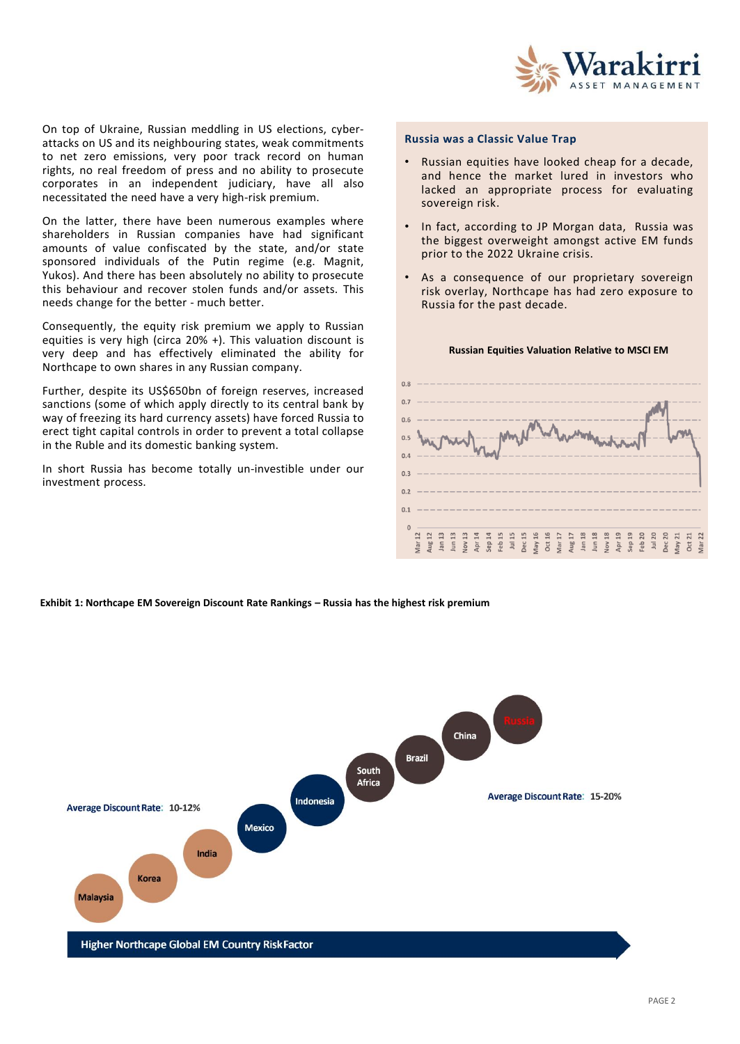On top of Ukraine, Russian meddling in US elections, cyber-attacks on US and its neighbouring states, weak commitments to net zero emissions, very poor track record on human rights, no real freedom of press and no ability to prosecute corporates in an independent judiciary, have all also necessitated the need have a very high-risk premium.

On the latter, there have been numerous examples where shareholders in Russian companies have had significant amounts of value confiscated by the state, and/or state sponsored individuals of the Putin regime (e.g. Magnit, Yukos). And there has been absolutely no ability to prosecute this behaviour and recover stolen funds and/or assets. This needs change for the better - much better.

Consequently, the equity risk premium we apply to Russian equities is very high (circa 20% +). This valuation discount is very deep and has effectively eliminated the ability for Northcape to own shares in any Russian company.

Further, despite its US$650bn of foreign reserves, increased sanctions (some of which apply directly to its central bank by way of freezing its hard currency assets) have forced Russia to erect tight capital controls in order to prevent a total collapse in the Ruble and its domestic banking system.

In short Russia has become totally un-investible under our investment process.

### Russia was a Classic Value Trap

- Russian equities have looked cheap for a decade, and hence the market lured in investors who lacked an appropriate process for evaluating sovereign risk.
- In fact, according to JP Morgan data, Russia was the biggest overweight amongst active EM funds prior to the 2022 Ukraine crisis.
- As a consequence of our proprietary sovereign risk overlay, Northcape has had zero exposure to Russia for the past decade.

**Russian Equities Valuation Relative to MSCI EM**

**Exhibit 1: Northcape EM Sovereign Discount Rate Rankings – Russia has the highest risk premium**

Average Discount Rate: 10-12%

Malaysia, Korea, India, Mexico, Indonesia, South Africa, Brazil, China, Russia

Average Discount Rate: 15-20%

Higher Northcape Global EM Country Risk Factor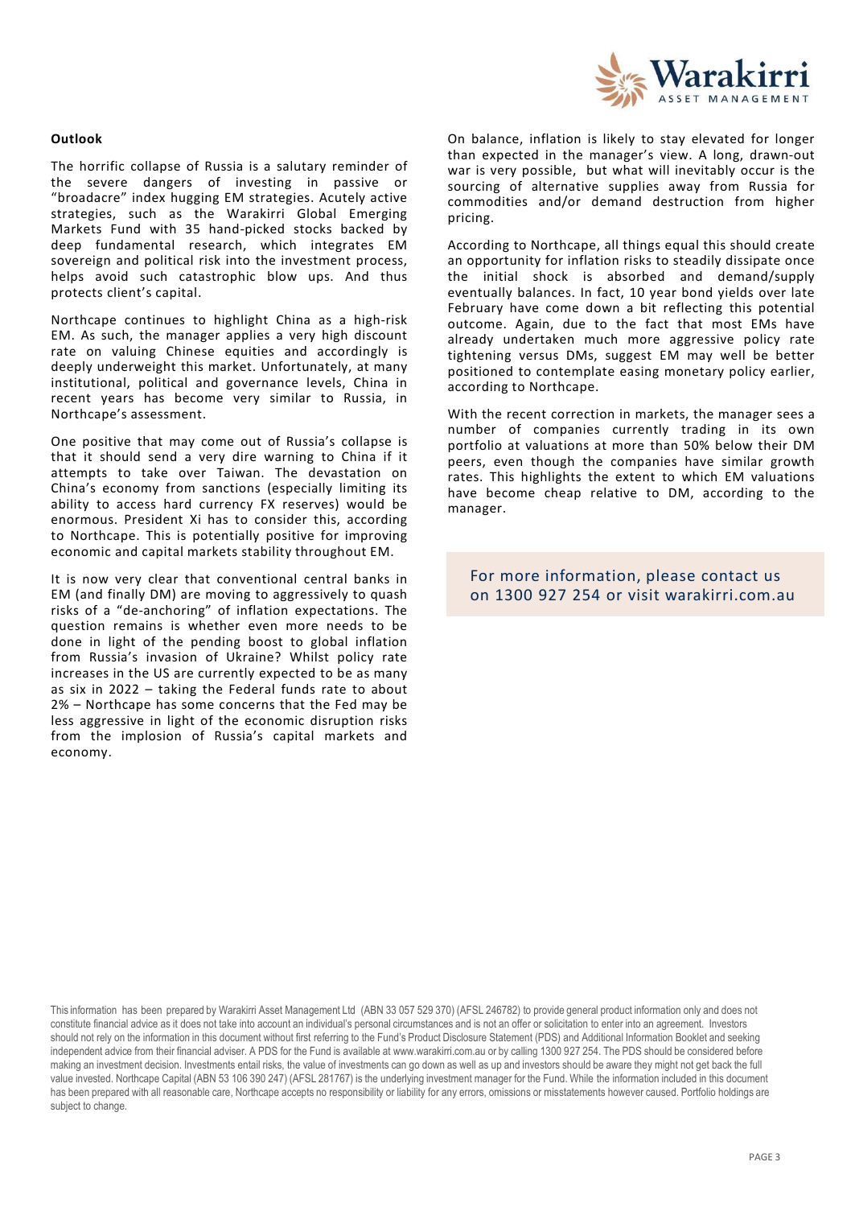**Outlook**

The horrific collapse of Russia is a salutary reminder of the severe dangers of investing in passive or "broadacre" index hugging EM strategies. Acutely active strategies, such as the Warakirri Global Emerging Markets Fund with 35 hand-picked stocks backed by deep fundamental research, which integrates EM sovereign and political risk into the investment process, helps avoid such catastrophic blow ups. And thus protects client's capital.

Northcape continues to highlight China as a high-risk EM. As such, the manager applies a very high discount rate on valuing Chinese equities and accordingly is deeply underweight this market. Unfortunately, at many institutional, political and governance levels, China in recent years has become very similar to Russia, in Northcape's assessment.

One positive that may come out of Russia's collapse is that it should send a very dire warning to China if it attempts to take over Taiwan. The devastation on China's economy from sanctions (especially limiting its ability to access hard currency FX reserves) would be enormous. President Xi has to consider this, according to Northcape. This is potentially positive for improving economic and capital markets stability throughout EM.

It is now very clear that conventional central banks in EM (and finally DM) are moving to aggressively to quash risks of a "de-anchoring" of inflation expectations. The question remains is whether even more needs to be done in light of the pending boost to global inflation from Russia's invasion of Ukraine? Whilst policy rate increases in the US are currently expected to be as many as six in 2022 – taking the Federal funds rate to about 2% – Northcape has some concerns that the Fed may be less aggressive in light of the economic disruption risks from the implosion of Russia's capital markets and economy.

On balance, inflation is likely to stay elevated for longer than expected in the manager's view. A long, drawn-out war is very possible, but what will inevitably occur is the sourcing of alternative supplies away from Russia for commodities and/or demand destruction from higher pricing.

According to Northcape, all things equal this should create an opportunity for inflation risks to steadily dissipate once the initial shock is absorbed and demand/supply eventually balances. In fact, 10 year bond yields over late February have come down a bit reflecting this potential outcome. Again, due to the fact that most EMs have already undertaken much more aggressive policy rate tightening versus DMs, suggest EM may well be better positioned to contemplate easing monetary policy earlier, according to Northcape.

With the recent correction in markets, the manager sees a number of companies currently trading in its own portfolio at valuations at more than 50% below their DM peers, even though the companies have similar growth rates. This highlights the extent to which EM valuations have become cheap relative to DM, according to the manager.

For more information, please contact us on 1300 927 254 or visit warakirri.com.au

This information has been prepared by Warakirri Asset Management Ltd (ABN 33 057 529 370) (AFSL 246782) to provide general product information only and does not constitute financial advice as it does not take into account an individual's personal circumstances and is not an offer or solicitation to enter into an agreement. Investors should not rely on the information in this document without first referring to the Fund's Product Disclosure Statement (PDS) and Additional Information Booklet and seeking independent advice from their financial adviser. A PDS for the Fund is available at www.warakirri.com.au or by calling 1300 927 254. The PDS should be considered before making an investment decision. Investments entail risks, the value of investments can go down as well as up and investors should be aware they might not get back the full value invested. Northcape Capital (ABN 53 106 390 247) (AFSL 281767) is the underlying investment manager for the Fund. While the information included in this document has been prepared with all reasonable care, Northcape accepts no responsibility or liability for any errors, omissions or misstatements however caused. Portfolio holdings are subject to change.